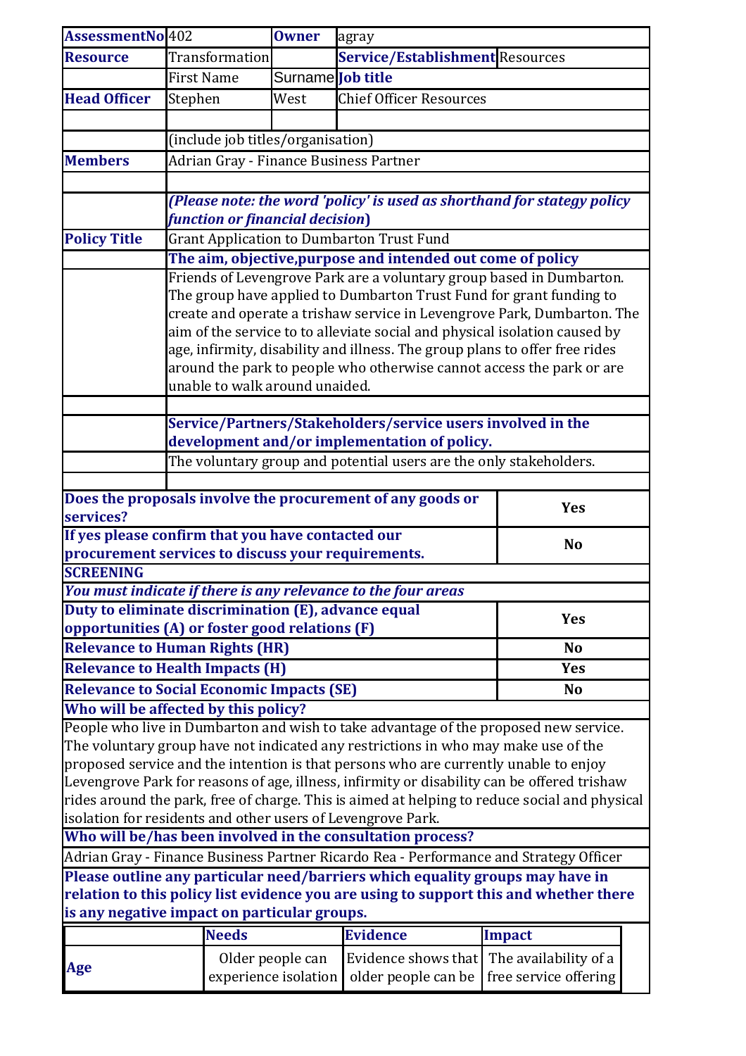| | | | | |
|---|---|---|---|---|
| **AssessmentNo** | 402 | **Owner** | agray | |
| **Resource** | Transformation | | **Service/Establishment** | Resources |
| | First Name | Surname | **Job title** | |
| **Head Officer** | Stephen | West | Chief Officer Resources | |
| | | | | |
| | (include job titles/organisation) | | | |
| **Members** | Adrian Gray - Finance Business Partner | | | |
| | | | | |
| | ***(Please note: the word 'policy' is used as shorthand for stategy policy function or financial decision)*** | | | |
| **Policy Title** | Grant Application to Dumbarton Trust Fund | | | |
| | **The aim, objective,purpose and intended out come of policy** | | | |
| | Friends of Levengrove Park are a voluntary group based in Dumbarton. The group have applied to Dumbarton Trust Fund for grant funding to create and operate a trishaw service in Levengrove Park, Dumbarton. The aim of the service to to alleviate social and physical isolation caused by age, infirmity, disability and illness. The group plans to offer free rides around the park to people who otherwise cannot access the park or are unable to walk around unaided. | | | |
| | | | | |
| | **Service/Partners/Stakeholders/service users involved in the development and/or implementation of policy.** | | | |
| | The voluntary group and potential users are the only stakeholders. | | | |

| | |
|---|---|
| **Does the proposals involve the procurement of any goods or services?** | **Yes** |
| **If yes please confirm that you have contacted our procurement services to discuss your requirements.** | **No** |
| **SCREENING** | |
| ***You must indicate if there is any relevance to the four areas*** | |
| **Duty to eliminate discrimination (E), advance equal opportunities (A) or foster good relations (F)** | **Yes** |
| **Relevance to Human Rights (HR)** | **No** |
| **Relevance to Health Impacts (H)** | **Yes** |
| **Relevance to Social Economic Impacts (SE)** | **No** |

**Who will be affected by this policy?**

People who live in Dumbarton and wish to take advantage of the proposed new service. The voluntary group have not indicated any restrictions in who may make use of the proposed service and the intention is that persons who are currently unable to enjoy Levengrove Park for reasons of age, illness, infirmity or disability can be offered trishaw rides around the park, free of charge. This is aimed at helping to reduce social and physical isolation for residents and other users of Levengrove Park.

**Who will be/has been involved in the consultation process?**

Adrian Gray - Finance Business Partner Ricardo Rea - Performance and Strategy Officer

**Please outline any particular need/barriers which equality groups may have in relation to this policy list evidence you are using to support this and whether there is any negative impact on particular groups.**

| | **Needs** | **Evidence** | **Impact** |
|---|---|---|---|
| **Age** | Older people can experience isolation | Evidence shows that older people can be | The availability of a free service offering |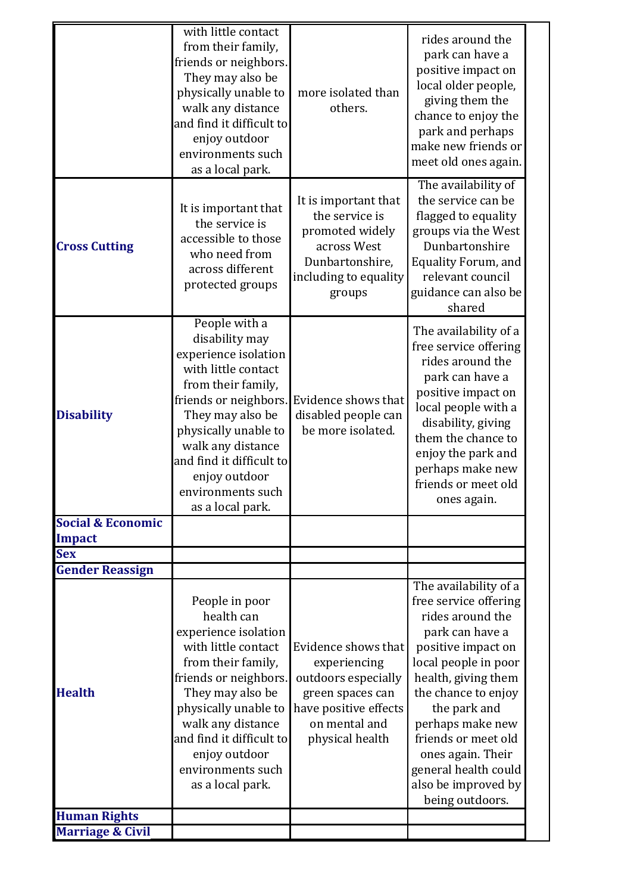| | | | |
|---|---|---|---|
| | with little contact from their family, friends or neighbors. They may also be physically unable to walk any distance and find it difficult to enjoy outdoor environments such as a local park. | more isolated than others. | rides around the park can have a positive impact on local older people, giving them the chance to enjoy the park and perhaps make new friends or meet old ones again. |
| **Cross Cutting** | It is important that the service is accessible to those who need from across different protected groups | It is important that the service is promoted widely across West Dunbartonshire, including to equality groups | The availability of the service can be flagged to equality groups via the West Dunbartonshire Equality Forum, and relevant council guidance can also be shared |
| **Disability** | People with a disability may experience isolation with little contact from their family, friends or neighbors. They may also be physically unable to walk any distance and find it difficult to enjoy outdoor environments such as a local park. | Evidence shows that disabled people can be more isolated. | The availability of a free service offering rides around the park can have a positive impact on local people with a disability, giving them the chance to enjoy the park and perhaps make new friends or meet old ones again. |
| **Social & Economic Impact** | | | |
| **Sex** | | | |
| **Gender Reassign** | | | |
| **Health** | People in poor health can experience isolation with little contact from their family, friends or neighbors. They may also be physically unable to walk any distance and find it difficult to enjoy outdoor environments such as a local park. | Evidence shows that experiencing outdoors especially green spaces can have positive effects on mental and physical health | The availability of a free service offering rides around the park can have a positive impact on local people in poor health, giving them the chance to enjoy the park and perhaps make new friends or meet old ones again. Their general health could also be improved by being outdoors. |
| **Human Rights** | | | |
| **Marriage & Civil** | | | |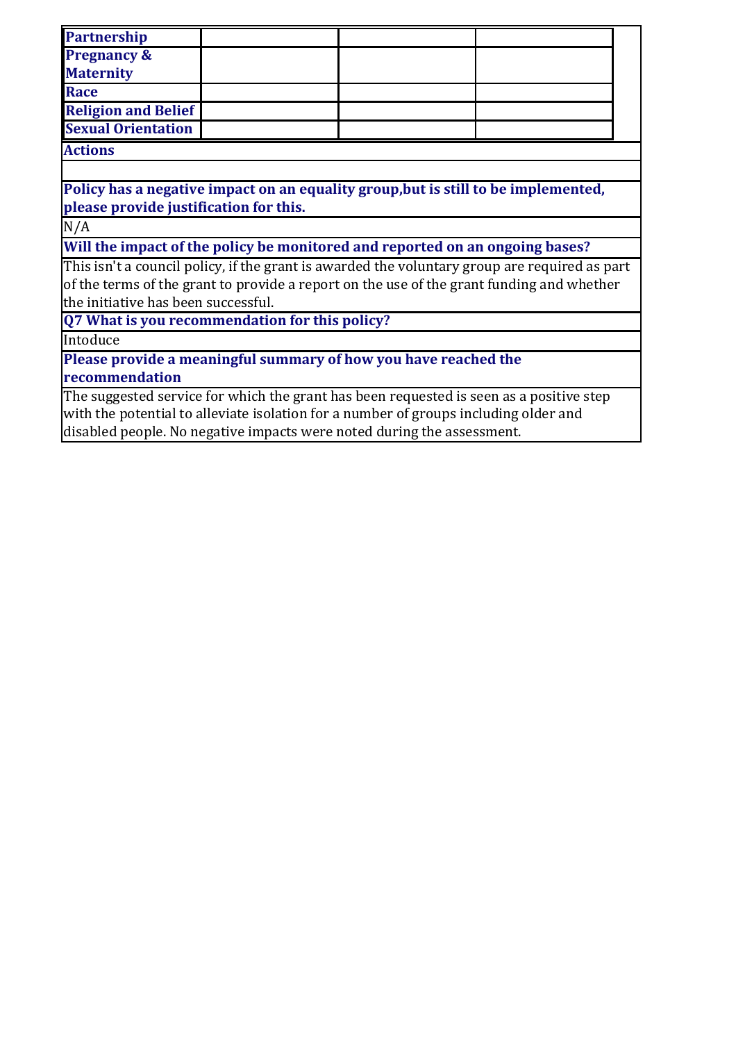| | | | |
|---|---|---|---|
| **Partnership** | | | |
| **Pregnancy & Maternity** | | | |
| **Race** | | | |
| **Religion and Belief** | | | |
| **Sexual Orientation** | | | |

**Actions**

**Policy has a negative impact on an equality group,but is still to be implemented, please provide justification for this.**

N/A

**Will the impact of the policy be monitored and reported on an ongoing bases?**

This isn't a council policy, if the grant is awarded the voluntary group are required as part of the terms of the grant to provide a report on the use of the grant funding and whether the initiative has been successful.

**Q7 What is you recommendation for this policy?**

Intoduce

**Please provide a meaningful summary of how you have reached the recommendation**

The suggested service for which the grant has been requested is seen as a positive step with the potential to alleviate isolation for a number of groups including older and disabled people. No negative impacts were noted during the assessment.